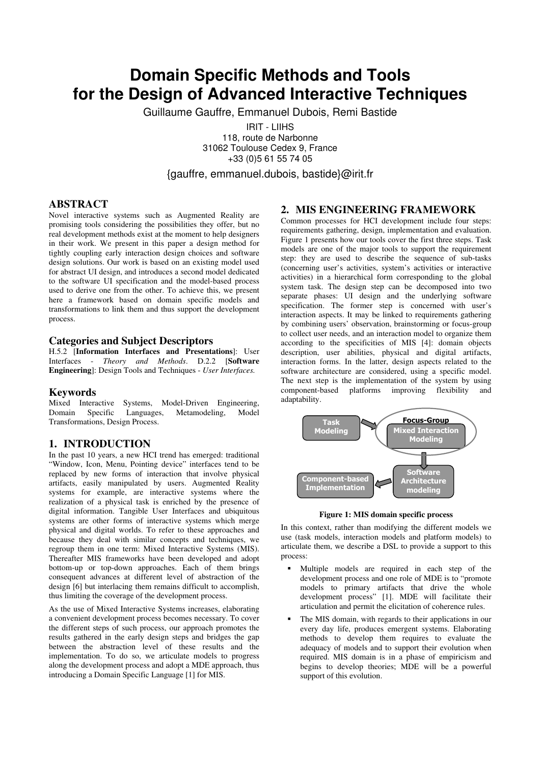# Domain Specific Methods and Tools for the Design of Advanced Interactive Techniques

Guillaume Gauffre, Emmanuel Dubois, Remi Bastide

IRIT - LIIHS
118, route de Narbonne
31062 Toulouse Cedex 9, France
+33 (0)5 61 55 74 05

{gauffre, emmanuel.dubois, bastide}@irit.fr

## ABSTRACT

Novel interactive systems such as Augmented Reality are promising tools considering the possibilities they offer, but no real development methods exist at the moment to help designers in their work. We present in this paper a design method for tightly coupling early interaction design choices and software design solutions. Our work is based on an existing model used for abstract UI design, and introduces a second model dedicated to the software UI specification and the model-based process used to derive one from the other. To achieve this, we present here a framework based on domain specific models and transformations to link them and thus support the development process.

### Categories and Subject Descriptors

H.5.2 [**Information Interfaces and Presentations**]: User Interfaces - *Theory and Methods*. D.2.2 [**Software Engineering**]: Design Tools and Techniques - *User Interfaces.*

### Keywords

Mixed Interactive Systems, Model-Driven Engineering, Domain Specific Languages, Metamodeling, Model Transformations, Design Process.

## 1. INTRODUCTION

In the past 10 years, a new HCI trend has emerged: traditional "Window, Icon, Menu, Pointing device" interfaces tend to be replaced by new forms of interaction that involve physical artifacts, easily manipulated by users. Augmented Reality systems for example, are interactive systems where the realization of a physical task is enriched by the presence of digital information. Tangible User Interfaces and ubiquitous systems are other forms of interactive systems which merge physical and digital worlds. To refer to these approaches and because they deal with similar concepts and techniques, we regroup them in one term: Mixed Interactive Systems (MIS). Thereafter MIS frameworks have been developed and adopt bottom-up or top-down approaches. Each of them brings consequent advances at different level of abstraction of the design [6] but interlacing them remains difficult to accomplish, thus limiting the coverage of the development process.

As the use of Mixed Interactive Systems increases, elaborating a convenient development process becomes necessary. To cover the different steps of such process, our approach promotes the results gathered in the early design steps and bridges the gap between the abstraction level of these results and the implementation. To do so, we articulate models to progress along the development process and adopt a MDE approach, thus introducing a Domain Specific Language [1] for MIS.

## 2. MIS ENGINEERING FRAMEWORK

Common processes for HCI development include four steps: requirements gathering, design, implementation and evaluation. Figure 1 presents how our tools cover the first three steps. Task models are one of the major tools to support the requirement step: they are used to describe the sequence of sub-tasks (concerning user's activities, system's activities or interactive activities) in a hierarchical form corresponding to the global system task. The design step can be decomposed into two separate phases: UI design and the underlying software specification. The former step is concerned with user's interaction aspects. It may be linked to requirements gathering by combining users' observation, brainstorming or focus-group to collect user needs, and an interaction model to organize them according to the specificities of MIS [4]: domain objects description, user abilities, physical and digital artifacts, interaction forms. In the latter, design aspects related to the software architecture are considered, using a specific model. The next step is the implementation of the system by using component-based platforms improving flexibility and adaptability.

Task Modeling → Focus-Group: Mixed Interaction Modeling → Software Architecture modeling → Component-based Implementation

**Figure 1: MIS domain specific process**

In this context, rather than modifying the different models we use (task models, interaction models and platform models) to articulate them, we describe a DSL to provide a support to this process:

- Multiple models are required in each step of the development process and one role of MDE is to "promote models to primary artifacts that drive the whole development process" [1]. MDE will facilitate their articulation and permit the elicitation of coherence rules.
- The MIS domain, with regards to their applications in our every day life, produces emergent systems. Elaborating methods to develop them requires to evaluate the adequacy of models and to support their evolution when required. MIS domain is in a phase of empiricism and begins to develop theories; MDE will be a powerful support of this evolution.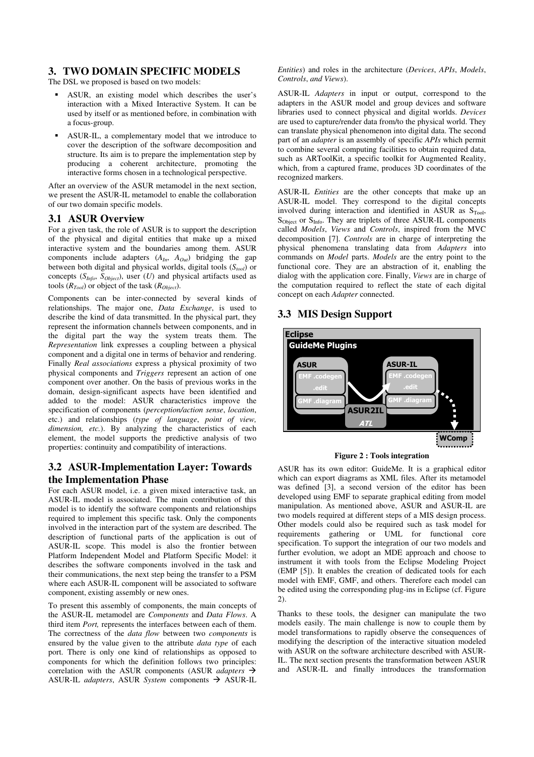## 3. TWO DOMAIN SPECIFIC MODELS

The DSL we proposed is based on two models:

- ASUR, an existing model which describes the user's interaction with a Mixed Interactive System. It can be used by itself or as mentioned before, in combination with a focus-group.
- ASUR-IL, a complementary model that we introduce to cover the description of the software decomposition and structure. Its aim is to prepare the implementation step by producing a coherent architecture, promoting the interactive forms chosen in a technological perspective.

After an overview of the ASUR metamodel in the next section, we present the ASUR-IL metamodel to enable the collaboration of our two domain specific models.

### 3.1 ASUR Overview

For a given task, the role of ASUR is to support the description of the physical and digital entities that make up a mixed interactive system and the boundaries among them. ASUR components include adapters ($A_{In}$, $A_{Out}$) bridging the gap between both digital and physical worlds, digital tools ($S_{tool}$) or concepts ($S_{Info}$, $S_{Object}$), user ($U$) and physical artifacts used as tools ($R_{Tool}$) or object of the task ($R_{Object}$).

Components can be inter-connected by several kinds of relationships. The major one, *Data Exchange*, is used to describe the kind of data transmitted. In the physical part, they represent the information channels between components, and in the digital part the way the system treats them. The *Representation* link expresses a coupling between a physical component and a digital one in terms of behavior and rendering. Finally *Real associations* express a physical proximity of two physical components and *Triggers* represent an action of one component over another. On the basis of previous works in the domain, design-significant aspects have been identified and added to the model: ASUR characteristics improve the specification of components (*perception/action sense*, *location*, etc.) and relationships (*type of language*, *point of view, dimension, etc.*). By analyzing the characteristics of each element, the model supports the predictive analysis of two properties: continuity and compatibility of interactions.

### 3.2 ASUR-Implementation Layer: Towards the Implementation Phase

For each ASUR model, i.e. a given mixed interactive task, an ASUR-IL model is associated. The main contribution of this model is to identify the software components and relationships required to implement this specific task. Only the components involved in the interaction part of the system are described. The description of functional parts of the application is out of ASUR-IL scope. This model is also the frontier between Platform Independent Model and Platform Specific Model: it describes the software components involved in the task and their communications, the next step being the transfer to a PSM where each ASUR-IL component will be associated to software component, existing assembly or new ones.

To present this assembly of components, the main concepts of the ASUR-IL metamodel are *Components* and *Data Flows*. A third item *Port,* represents the interfaces between each of them. The correctness of the *data flow* between two *components* is ensured by the value given to the attribute *data type* of each port. There is only one kind of relationships as opposed to components for which the definition follows two principles: correlation with the ASUR components (ASUR *adapters* → ASUR-IL *adapters*, ASUR *System* components → ASUR-IL *Entities*) and roles in the architecture (*Devices*, *APIs*, *Models*, *Controls*, *and Views*).

ASUR-IL *Adapters* in input or output, correspond to the adapters in the ASUR model and group devices and software libraries used to connect physical and digital worlds. *Devices* are used to capture/render data from/to the physical world. They can translate physical phenomenon into digital data. The second part of an *adapter* is an assembly of specific *APIs* which permit to combine several computing facilities to obtain required data, such as ARToolKit, a specific toolkit for Augmented Reality, which, from a captured frame, produces 3D coordinates of the recognized markers.

ASUR-IL *Entities* are the other concepts that make up an ASUR-IL model. They correspond to the digital concepts involved during interaction and identified in ASUR as $S_{Tool}$, $S_{Object}$ or $S_{Info}$. They are triplets of three ASUR-IL components called *Models*, *Views* and *Controls*, inspired from the MVC decomposition [7]. *Controls* are in charge of interpreting the physical phenomena translating data from *Adapters* into commands on *Model* parts. *Models* are the entry point to the functional core. They are an abstraction of it, enabling the dialog with the application core. Finally, *Views* are in charge of the computation required to reflect the state of each digital concept on each *Adapter* connected.

### 3.3 MIS Design Support

Eclipse

GuideMe Plugins

ASUR: EMF .codegen .edit, GMF .diagram

ASUR2IL ATL

ASUR-IL: EMF .codegen .edit, GMF .diagram

WComp

**Figure 2 : Tools integration**

ASUR has its own editor: GuideMe. It is a graphical editor which can export diagrams as XML files. After its metamodel was defined [3], a second version of the editor has been developed using EMF to separate graphical editing from model manipulation. As mentioned above, ASUR and ASUR-IL are two models required at different steps of a MIS design process. Other models could also be required such as task model for requirements gathering or UML for functional core specification. To support the integration of our two models and further evolution, we adopt an MDE approach and choose to instrument it with tools from the Eclipse Modeling Project (EMP [5]). It enables the creation of dedicated tools for each model with EMF, GMF, and others. Therefore each model can be edited using the corresponding plug-ins in Eclipse (cf. Figure 2).

Thanks to these tools, the designer can manipulate the two models easily. The main challenge is now to couple them by model transformations to rapidly observe the consequences of modifying the description of the interactive situation modeled with ASUR on the software architecture described with ASUR-IL. The next section presents the transformation between ASUR and ASUR-IL and finally introduces the transformation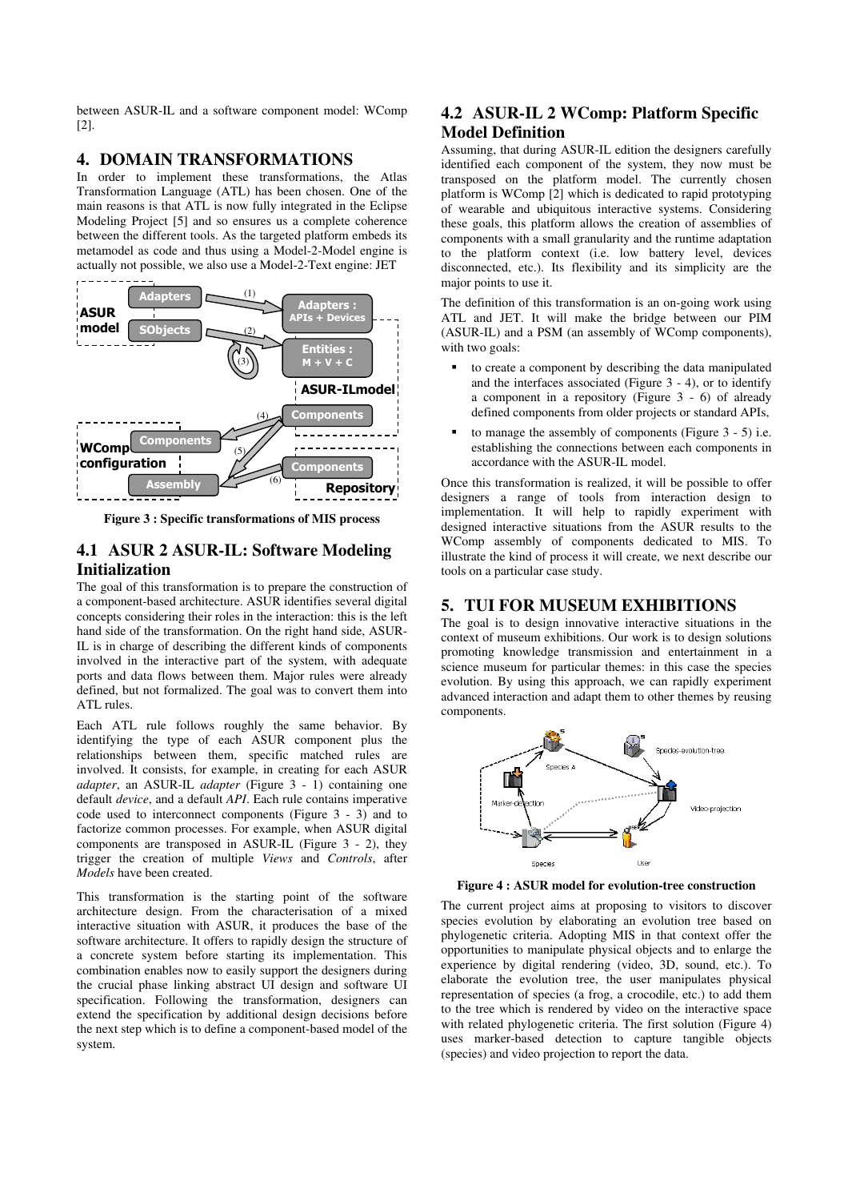between ASUR-IL and a software component model: WComp [2].

## 4. DOMAIN TRANSFORMATIONS

In order to implement these transformations, the Atlas Transformation Language (ATL) has been chosen. One of the main reasons is that ATL is now fully integrated in the Eclipse Modeling Project [5] and so ensures us a complete coherence between the different tools. As the targeted platform embeds its metamodel as code and thus using a Model-2-Model engine is actually not possible, we also use a Model-2-Text engine: JET

**Figure 3 : Specific transformations of MIS process**

### 4.1 ASUR 2 ASUR-IL: Software Modeling Initialization

The goal of this transformation is to prepare the construction of a component-based architecture. ASUR identifies several digital concepts considering their roles in the interaction: this is the left hand side of the transformation. On the right hand side, ASUR-IL is in charge of describing the different kinds of components involved in the interactive part of the system, with adequate ports and data flows between them. Major rules were already defined, but not formalized. The goal was to convert them into ATL rules.

Each ATL rule follows roughly the same behavior. By identifying the type of each ASUR component plus the relationships between them, specific matched rules are involved. It consists, for example, in creating for each ASUR *adapter*, an ASUR-IL *adapter* (Figure 3 - 1) containing one default *device*, and a default *API*. Each rule contains imperative code used to interconnect components (Figure 3 - 3) and to factorize common processes. For example, when ASUR digital components are transposed in ASUR-IL (Figure 3 - 2), they trigger the creation of multiple *Views* and *Controls*, after *Models* have been created.

This transformation is the starting point of the software architecture design. From the characterisation of a mixed interactive situation with ASUR, it produces the base of the software architecture. It offers to rapidly design the structure of a concrete system before starting its implementation. This combination enables now to easily support the designers during the crucial phase linking abstract UI design and software UI specification. Following the transformation, designers can extend the specification by additional design decisions before the next step which is to define a component-based model of the system.

### 4.2 ASUR-IL 2 WComp: Platform Specific Model Definition

Assuming, that during ASUR-IL edition the designers carefully identified each component of the system, they now must be transposed on the platform model. The currently chosen platform is WComp [2] which is dedicated to rapid prototyping of wearable and ubiquitous interactive systems. Considering these goals, this platform allows the creation of assemblies of components with a small granularity and the runtime adaptation to the platform context (i.e. low battery level, devices disconnected, etc.). Its flexibility and its simplicity are the major points to use it.

The definition of this transformation is an on-going work using ATL and JET. It will make the bridge between our PIM (ASUR-IL) and a PSM (an assembly of WComp components), with two goals:

- to create a component by describing the data manipulated and the interfaces associated (Figure 3 - 4), or to identify a component in a repository (Figure 3 - 6) of already defined components from older projects or standard APIs,
- to manage the assembly of components (Figure 3 - 5) i.e. establishing the connections between each components in accordance with the ASUR-IL model.

Once this transformation is realized, it will be possible to offer designers a range of tools from interaction design to implementation. It will help to rapidly experiment with designed interactive situations from the ASUR results to the WComp assembly of components dedicated to MIS. To illustrate the kind of process it will create, we next describe our tools on a particular case study.

## 5. TUI FOR MUSEUM EXHIBITIONS

The goal is to design innovative interactive situations in the context of museum exhibitions. Our work is to design solutions promoting knowledge transmission and entertainment in a science museum for particular themes: in this case the species evolution. By using this approach, we can rapidly experiment advanced interaction and adapt them to other themes by reusing components.

**Figure 4 : ASUR model for evolution-tree construction**

The current project aims at proposing to visitors to discover species evolution by elaborating an evolution tree based on phylogenetic criteria. Adopting MIS in that context offer the opportunities to manipulate physical objects and to enlarge the experience by digital rendering (video, 3D, sound, etc.). To elaborate the evolution tree, the user manipulates physical representation of species (a frog, a crocodile, etc.) to add them to the tree which is rendered by video on the interactive space with related phylogenetic criteria. The first solution (Figure 4) uses marker-based detection to capture tangible objects (species) and video projection to report the data.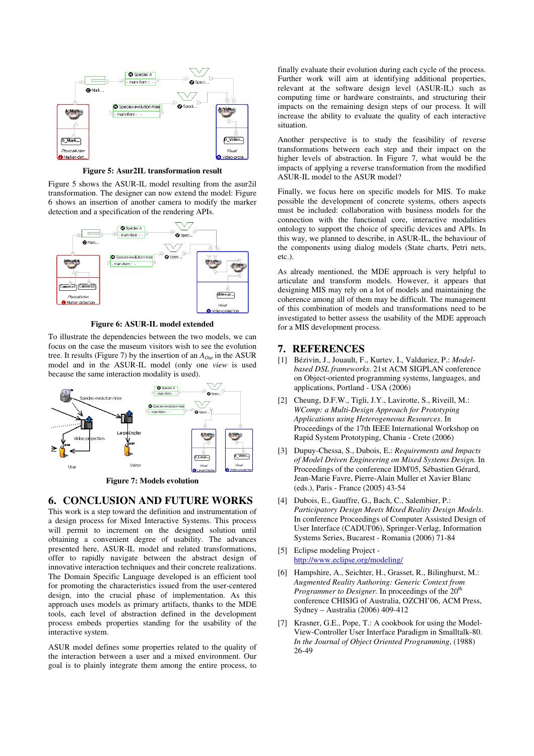Figure 5: Asur2IL transformation result

Figure 5 shows the ASUR-IL model resulting from the asur2il transformation. The designer can now extend the model: Figure 6 shows an insertion of another camera to modify the marker detection and a specification of the rendering APIs.

Figure 6: ASUR-IL model extended

To illustrate the dependencies between the two models, we can focus on the case the museum visitors wish to see the evolution tree. It results (Figure 7) by the insertion of an $A_{Out}$ in the ASUR model and in the ASUR-IL model (only one *view* is used because the same interaction modality is used).

Figure 7: Models evolution

## 6. CONCLUSION AND FUTURE WORKS

This work is a step toward the definition and instrumentation of a design process for Mixed Interactive Systems. This process will permit to increment on the designed solution until obtaining a convenient degree of usability. The advances presented here, ASUR-IL model and related transformations, offer to rapidly navigate between the abstract design of innovative interaction techniques and their concrete realizations. The Domain Specific Language developed is an efficient tool for promoting the characteristics issued from the user-centered design, into the crucial phase of implementation. As this approach uses models as primary artifacts, thanks to the MDE tools, each level of abstraction defined in the development process embeds properties standing for the usability of the interactive system.

ASUR model defines some properties related to the quality of the interaction between a user and a mixed environment. Our goal is to plainly integrate them among the entire process, to finally evaluate their evolution during each cycle of the process. Further work will aim at identifying additional properties, relevant at the software design level (ASUR-IL) such as computing time or hardware constraints, and structuring their impacts on the remaining design steps of our process. It will increase the ability to evaluate the quality of each interactive situation.

Another perspective is to study the feasibility of reverse transformations between each step and their impact on the higher levels of abstraction. In Figure 7, what would be the impacts of applying a reverse transformation from the modified ASUR-IL model to the ASUR model?

Finally, we focus here on specific models for MIS. To make possible the development of concrete systems, others aspects must be included: collaboration with business models for the connection with the functional core, interactive modalities ontology to support the choice of specific devices and APIs. In this way, we planned to describe, in ASUR-IL, the behaviour of the components using dialog models (State charts, Petri nets, etc.).

As already mentioned, the MDE approach is very helpful to articulate and transform models. However, it appears that designing MIS may rely on a lot of models and maintaining the coherence among all of them may be difficult. The management of this combination of models and transformations need to be investigated to better assess the usability of the MDE approach for a MIS development process.

## 7. REFERENCES

[1] Bézivin, J., Jouault, F., Kurtev, I., Valduriez, P.: *Model-based DSL frameworks*. 21st ACM SIGPLAN conference on Object-oriented programming systems, languages, and applications, Portland - USA (2006)

[2] Cheung, D.F.W., Tigli, J.Y., Lavirotte, S., Riveill, M.: *WComp: a Multi-Design Approach for Prototyping Applications using Heterogeneous Resources*. In Proceedings of the 17th IEEE International Workshop on Rapid System Prototyping, Chania - Crete (2006)

[3] Dupuy-Chessa, S., Dubois, E.: *Requirements and Impacts of Model Driven Engineering on Mixed Systems Design.* In Proceedings of the conference IDM'05, Sébastien Gérard, Jean-Marie Favre, Pierre-Alain Muller et Xavier Blanc (eds.), Paris - France (2005) 43-54

[4] Dubois, E., Gauffre, G., Bach, C., Salembier, P.: *Participatory Design Meets Mixed Reality Design Models*. In conference Proceedings of Computer Assisted Design of User Interface (CADUI'06), Springer-Verlag, Information Systems Series, Bucarest - Romania (2006) 71-84

[5] Eclipse modeling Project - http://www.eclipse.org/modeling/

[6] Hampshire, A., Seichter, H., Grasset, R., Bilinghurst, M.: *Augmented Reality Authoring: Generic Context from Programmer to Designer.* In proceedings of the 20th conference CHISIG of Australia, OZCHI'06, ACM Press, Sydney – Australia (2006) 409-412

[7] Krasner, G.E., Pope, T.: A cookbook for using the Model-View-Controller User Interface Paradigm in Smalltalk-80. *In the Journal of Object Oriented Programming*, (1988) 26-49